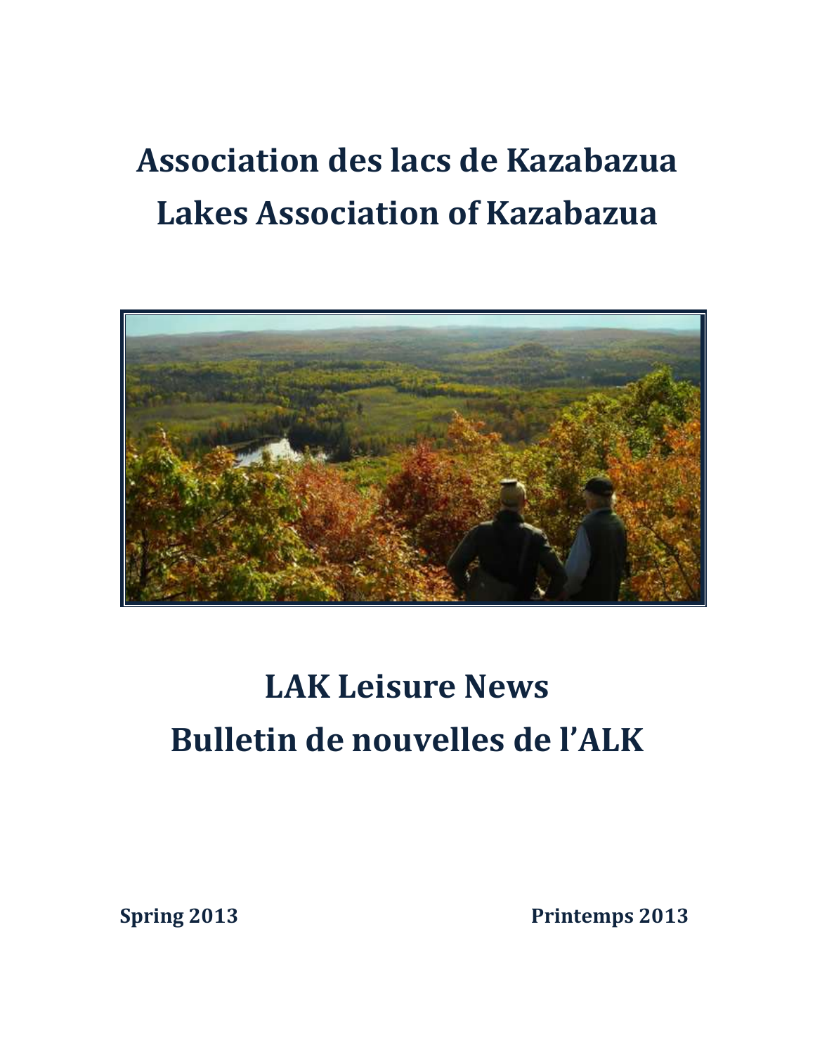# Association des lacs de Kazabazua
# Lakes Association of Kazabazua

# LAK Leisure News
# Bulletin de nouvelles de l'ALK

**Spring 2013** **Printemps 2013**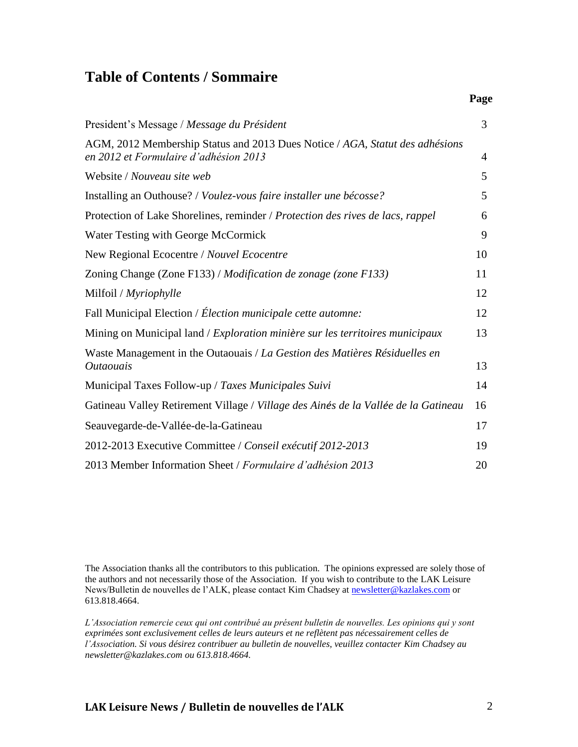# Table of Contents / Sommaire

| | Page |
|---|---|
| President's Message / *Message du Président* | 3 |
| AGM, 2012 Membership Status and 2013 Dues Notice / *AGA, Statut des adhésions en 2012 et Formulaire d'adhésion 2013* | 4 |
| Website / *Nouveau site web* | 5 |
| Installing an Outhouse? / *Voulez-vous faire installer une bécosse?* | 5 |
| Protection of Lake Shorelines, reminder / *Protection des rives de lacs, rappel* | 6 |
| Water Testing with George McCormick | 9 |
| New Regional Ecocentre / *Nouvel Ecocentre* | 10 |
| Zoning Change (Zone F133) / *Modification de zonage (zone F133)* | 11 |
| Milfoil / *Myriophylle* | 12 |
| Fall Municipal Election / *Élection municipale cette automne:* | 12 |
| Mining on Municipal land / *Exploration minière sur les territoires municipaux* | 13 |
| Waste Management in the Outaouais / *La Gestion des Matières Résiduelles en Outaouais* | 13 |
| Municipal Taxes Follow-up / *Taxes Municipales Suivi* | 14 |
| Gatineau Valley Retirement Village / *Village des Ainés de la Vallée de la Gatineau* | 16 |
| Seauvegarde-de-Vallée-de-la-Gatineau | 17 |
| 2012-2013 Executive Committee / *Conseil exécutif 2012-2013* | 19 |
| 2013 Member Information Sheet / *Formulaire d'adhésion 2013* | 20 |

The Association thanks all the contributors to this publication. The opinions expressed are solely those of the authors and not necessarily those of the Association. If you wish to contribute to the LAK Leisure News/Bulletin de nouvelles de l'ALK, please contact Kim Chadsey at newsletter@kazlakes.com or 613.818.4664.

*L'Association remercie ceux qui ont contribué au présent bulletin de nouvelles. Les opinions qui y sont exprimées sont exclusivement celles de leurs auteurs et ne reflètent pas nécessairement celles de l'Association. Si vous désirez contribuer au bulletin de nouvelles, veuillez contacter Kim Chadsey au newsletter@kazlakes.com ou 613.818.4664.*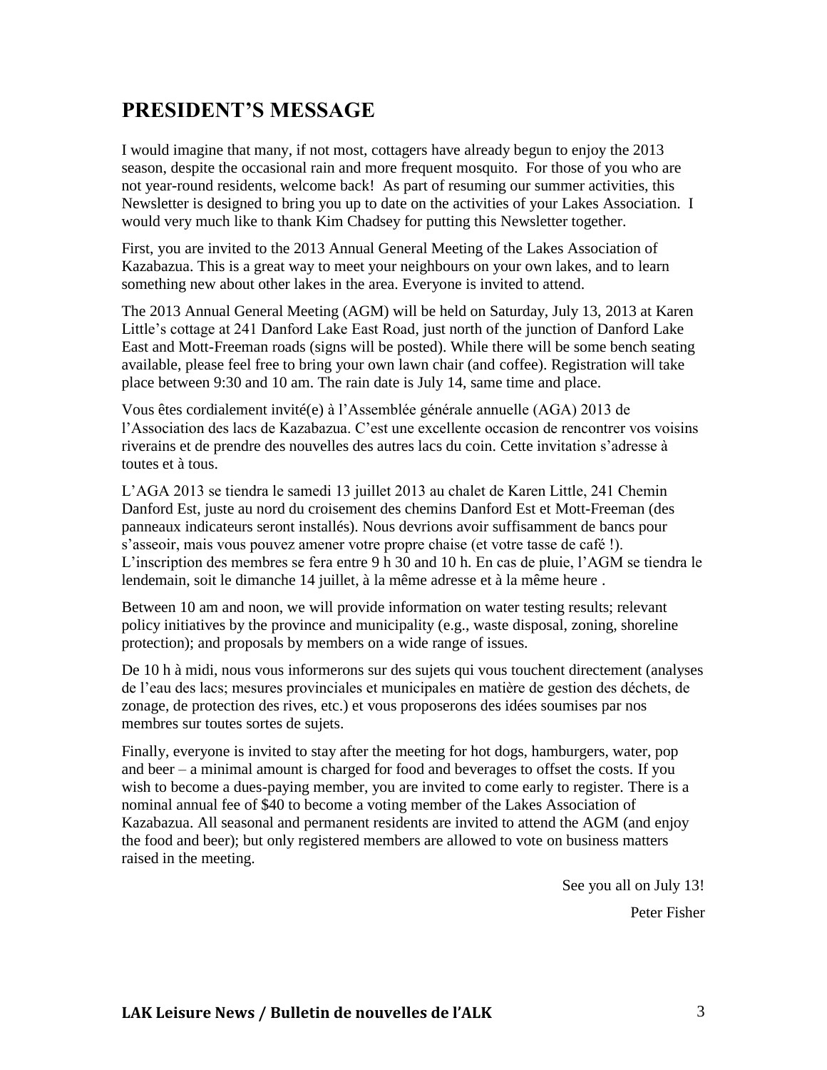## PRESIDENT'S MESSAGE

I would imagine that many, if not most, cottagers have already begun to enjoy the 2013 season, despite the occasional rain and more frequent mosquito. For those of you who are not year-round residents, welcome back! As part of resuming our summer activities, this Newsletter is designed to bring you up to date on the activities of your Lakes Association. I would very much like to thank Kim Chadsey for putting this Newsletter together.

First, you are invited to the 2013 Annual General Meeting of the Lakes Association of Kazabazua. This is a great way to meet your neighbours on your own lakes, and to learn something new about other lakes in the area. Everyone is invited to attend.

The 2013 Annual General Meeting (AGM) will be held on Saturday, July 13, 2013 at Karen Little's cottage at 241 Danford Lake East Road, just north of the junction of Danford Lake East and Mott-Freeman roads (signs will be posted). While there will be some bench seating available, please feel free to bring your own lawn chair (and coffee). Registration will take place between 9:30 and 10 am. The rain date is July 14, same time and place.

Vous êtes cordialement invité(e) à l'Assemblée générale annuelle (AGA) 2013 de l'Association des lacs de Kazabazua. C'est une excellente occasion de rencontrer vos voisins riverains et de prendre des nouvelles des autres lacs du coin. Cette invitation s'adresse à toutes et à tous.

L'AGA 2013 se tiendra le samedi 13 juillet 2013 au chalet de Karen Little, 241 Chemin Danford Est, juste au nord du croisement des chemins Danford Est et Mott-Freeman (des panneaux indicateurs seront installés). Nous devrions avoir suffisamment de bancs pour s'asseoir, mais vous pouvez amener votre propre chaise (et votre tasse de café !). L'inscription des membres se fera entre 9 h 30 and 10 h. En cas de pluie, l'AGM se tiendra le lendemain, soit le dimanche 14 juillet, à la même adresse et à la même heure .

Between 10 am and noon, we will provide information on water testing results; relevant policy initiatives by the province and municipality (e.g., waste disposal, zoning, shoreline protection); and proposals by members on a wide range of issues.

De 10 h à midi, nous vous informerons sur des sujets qui vous touchent directement (analyses de l'eau des lacs; mesures provinciales et municipales en matière de gestion des déchets, de zonage, de protection des rives, etc.) et vous proposerons des idées soumises par nos membres sur toutes sortes de sujets.

Finally, everyone is invited to stay after the meeting for hot dogs, hamburgers, water, pop and beer – a minimal amount is charged for food and beverages to offset the costs. If you wish to become a dues-paying member, you are invited to come early to register. There is a nominal annual fee of $40 to become a voting member of the Lakes Association of Kazabazua. All seasonal and permanent residents are invited to attend the AGM (and enjoy the food and beer); but only registered members are allowed to vote on business matters raised in the meeting.

See you all on July 13!

Peter Fisher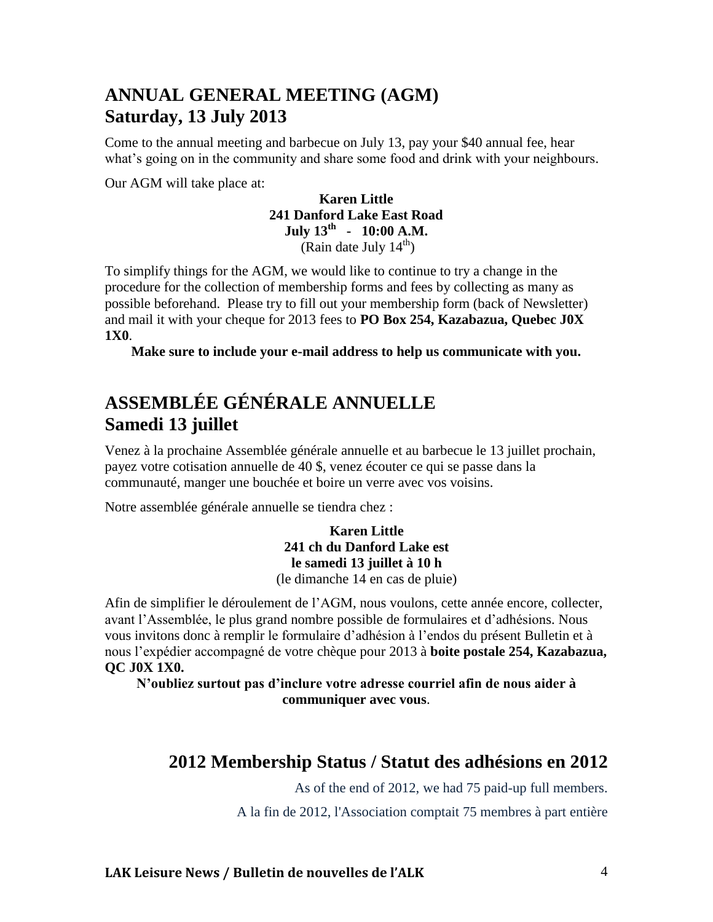## ANNUAL GENERAL MEETING (AGM)
## Saturday, 13 July 2013

Come to the annual meeting and barbecue on July 13, pay your $40 annual fee, hear what's going on in the community and share some food and drink with your neighbours.

Our AGM will take place at:

**Karen Little**
**241 Danford Lake East Road**
**July 13th - 10:00 A.M.**
(Rain date July 14th)

To simplify things for the AGM, we would like to continue to try a change in the procedure for the collection of membership forms and fees by collecting as many as possible beforehand. Please try to fill out your membership form (back of Newsletter) and mail it with your cheque for 2013 fees to **PO Box 254, Kazabazua, Quebec J0X 1X0**.

**Make sure to include your e-mail address to help us communicate with you.**

## ASSEMBLÉE GÉNÉRALE ANNUELLE
## Samedi 13 juillet

Venez à la prochaine Assemblée générale annuelle et au barbecue le 13 juillet prochain, payez votre cotisation annuelle de 40 $, venez écouter ce qui se passe dans la communauté, manger une bouchée et boire un verre avec vos voisins.

Notre assemblée générale annuelle se tiendra chez :

**Karen Little**
**241 ch du Danford Lake est**
**le samedi 13 juillet à 10 h**
(le dimanche 14 en cas de pluie)

Afin de simplifier le déroulement de l'AGM, nous voulons, cette année encore, collecter, avant l'Assemblée, le plus grand nombre possible de formulaires et d'adhésions. Nous vous invitons donc à remplir le formulaire d'adhésion à l'endos du présent Bulletin et à nous l'expédier accompagné de votre chèque pour 2013 à **boite postale 254, Kazabazua, QC J0X 1X0.**

**N'oubliez surtout pas d'inclure votre adresse courriel afin de nous aider à communiquer avec vous**.

## 2012 Membership Status / Statut des adhésions en 2012

As of the end of 2012, we had 75 paid-up full members.

A la fin de 2012, l'Association comptait 75 membres à part entière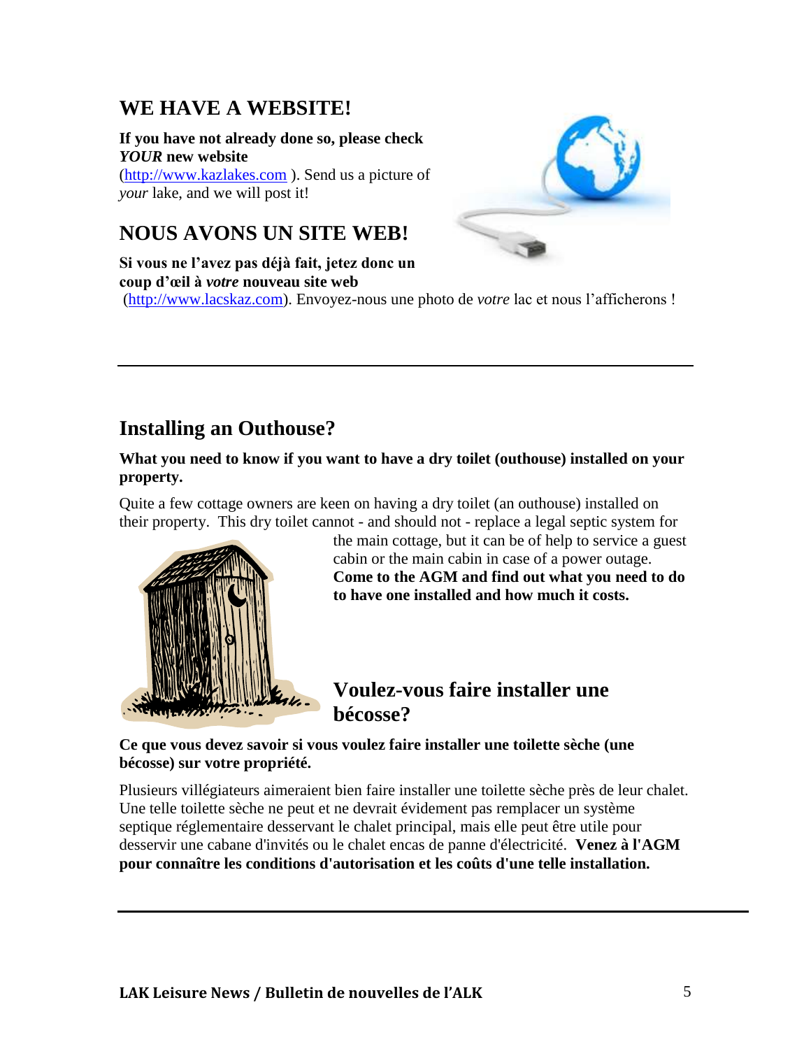## WE HAVE A WEBSITE!

**If you have not already done so, please check *YOUR* new website** (http://www.kazlakes.com ). Send us a picture of *your* lake, and we will post it!

## NOUS AVONS UN SITE WEB!

**Si vous ne l'avez pas déjà fait, jetez donc un coup d'œil à *votre* nouveau site web** (http://www.lacskaz.com). Envoyez-nous une photo de *votre* lac et nous l'afficherons !

---

## Installing an Outhouse?

**What you need to know if you want to have a dry toilet (outhouse) installed on your property.**

Quite a few cottage owners are keen on having a dry toilet (an outhouse) installed on their property. This dry toilet cannot - and should not - replace a legal septic system for the main cottage, but it can be of help to service a guest cabin or the main cabin in case of a power outage. **Come to the AGM and find out what you need to do to have one installed and how much it costs.**

## Voulez-vous faire installer une bécosse?

**Ce que vous devez savoir si vous voulez faire installer une toilette sèche (une bécosse) sur votre propriété.**

Plusieurs villégiateurs aimeraient bien faire installer une toilette sèche près de leur chalet. Une telle toilette sèche ne peut et ne devrait évidement pas remplacer un système septique réglementaire desservant le chalet principal, mais elle peut être utile pour desservir une cabane d'invités ou le chalet encas de panne d'électricité. **Venez à l'AGM pour connaître les conditions d'autorisation et les coûts d'une telle installation.**

---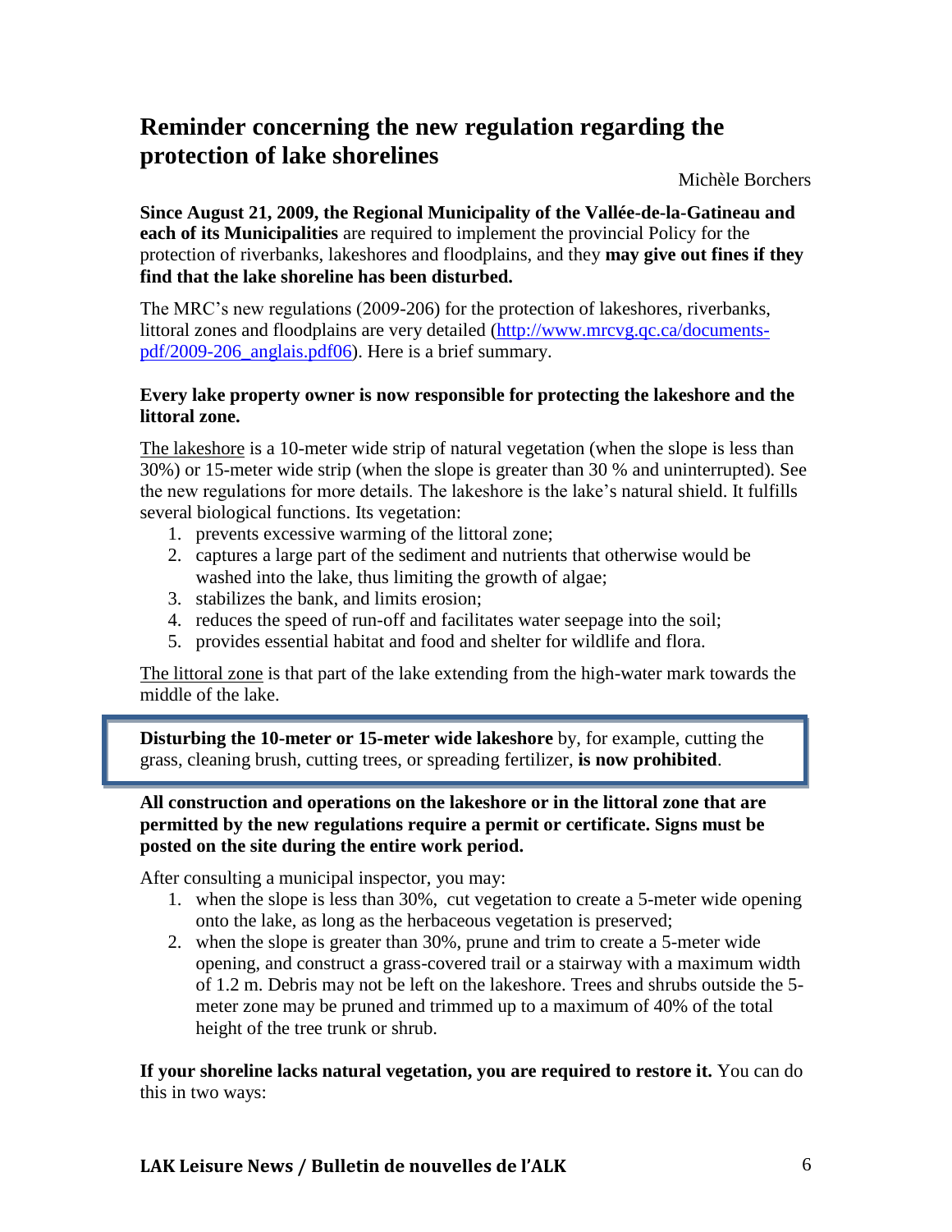## Reminder concerning the new regulation regarding the protection of lake shorelines

Michèle Borchers

**Since August 21, 2009, the Regional Municipality of the Vallée-de-la-Gatineau and each of its Municipalities** are required to implement the provincial Policy for the protection of riverbanks, lakeshores and floodplains, and they **may give out fines if they find that the lake shoreline has been disturbed.**

The MRC's new regulations (2009-206) for the protection of lakeshores, riverbanks, littoral zones and floodplains are very detailed (http://www.mrcvg.qc.ca/documents-pdf/2009-206_anglais.pdf06). Here is a brief summary.

**Every lake property owner is now responsible for protecting the lakeshore and the littoral zone.**

The lakeshore is a 10-meter wide strip of natural vegetation (when the slope is less than 30%) or 15-meter wide strip (when the slope is greater than 30 % and uninterrupted). See the new regulations for more details. The lakeshore is the lake's natural shield. It fulfills several biological functions. Its vegetation:

1. prevents excessive warming of the littoral zone;
2. captures a large part of the sediment and nutrients that otherwise would be washed into the lake, thus limiting the growth of algae;
3. stabilizes the bank, and limits erosion;
4. reduces the speed of run-off and facilitates water seepage into the soil;
5. provides essential habitat and food and shelter for wildlife and flora.

The littoral zone is that part of the lake extending from the high-water mark towards the middle of the lake.

**Disturbing the 10-meter or 15-meter wide lakeshore** by, for example, cutting the grass, cleaning brush, cutting trees, or spreading fertilizer, **is now prohibited**.

**All construction and operations on the lakeshore or in the littoral zone that are permitted by the new regulations require a permit or certificate. Signs must be posted on the site during the entire work period.**

After consulting a municipal inspector, you may:

1. when the slope is less than 30%, cut vegetation to create a 5-meter wide opening onto the lake, as long as the herbaceous vegetation is preserved;
2. when the slope is greater than 30%, prune and trim to create a 5-meter wide opening, and construct a grass-covered trail or a stairway with a maximum width of 1.2 m. Debris may not be left on the lakeshore. Trees and shrubs outside the 5-meter zone may be pruned and trimmed up to a maximum of 40% of the total height of the tree trunk or shrub.

**If your shoreline lacks natural vegetation, you are required to restore it.** You can do this in two ways: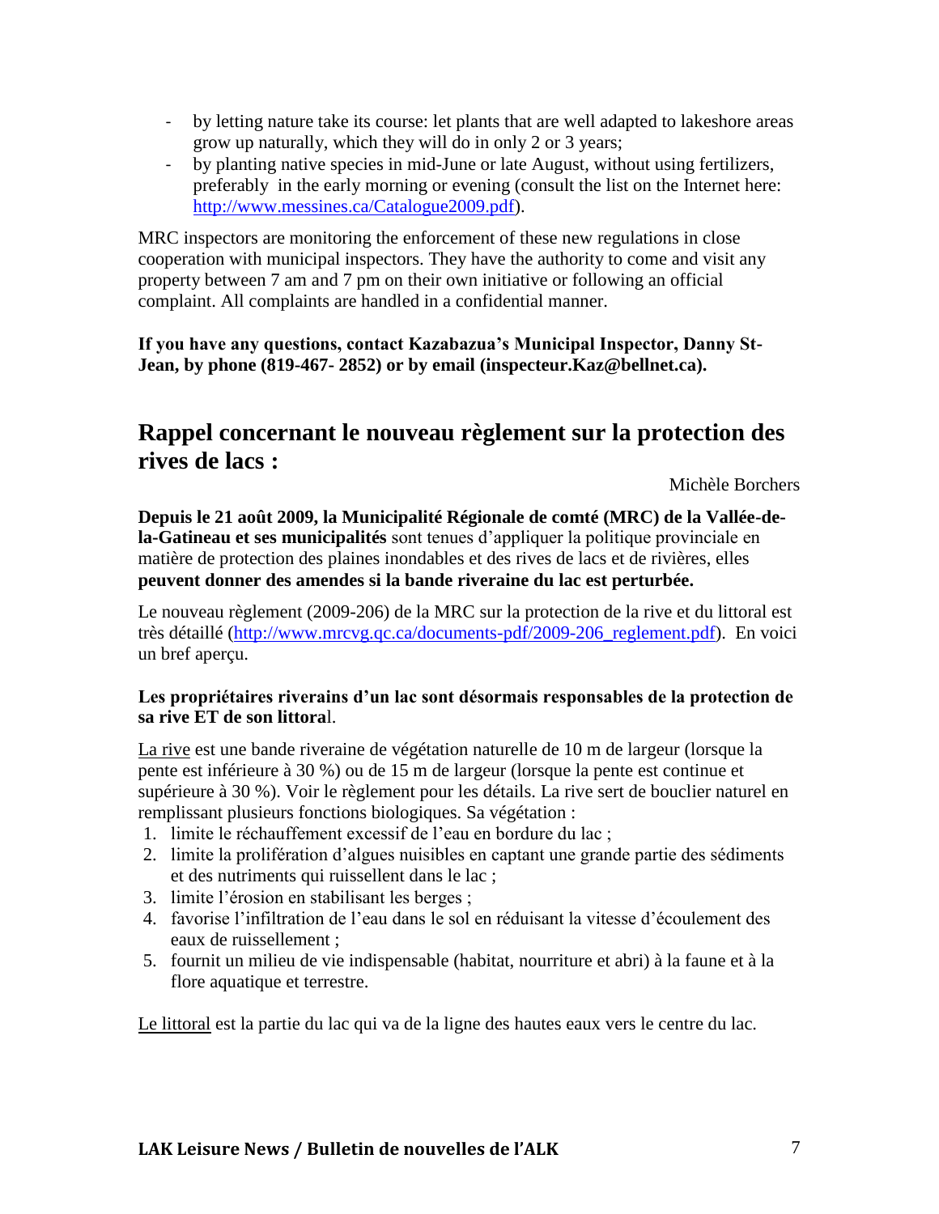- by letting nature take its course: let plants that are well adapted to lakeshore areas grow up naturally, which they will do in only 2 or 3 years;
- by planting native species in mid-June or late August, without using fertilizers, preferably in the early morning or evening (consult the list on the Internet here: [http://www.messines.ca/Catalogue2009.pdf](http://www.messines.ca/Catalogue2009.pdf)).

MRC inspectors are monitoring the enforcement of these new regulations in close cooperation with municipal inspectors. They have the authority to come and visit any property between 7 am and 7 pm on their own initiative or following an official complaint. All complaints are handled in a confidential manner.

**If you have any questions, contact Kazabazua's Municipal Inspector, Danny St-Jean, by phone (819-467- 2852) or by email (inspecteur.Kaz@bellnet.ca).**

## Rappel concernant le nouveau règlement sur la protection des rives de lacs :

Michèle Borchers

**Depuis le 21 août 2009, la Municipalité Régionale de comté (MRC) de la Vallée-de-la-Gatineau et ses municipalités** sont tenues d'appliquer la politique provinciale en matière de protection des plaines inondables et des rives de lacs et de rivières, elles **peuvent donner des amendes si la bande riveraine du lac est perturbée.**

Le nouveau règlement (2009-206) de la MRC sur la protection de la rive et du littoral est très détaillé ([http://www.mrcvg.qc.ca/documents-pdf/2009-206_reglement.pdf](http://www.mrcvg.qc.ca/documents-pdf/2009-206_reglement.pdf)). En voici un bref aperçu.

**Les propriétaires riverains d'un lac sont désormais responsables de la protection de sa rive ET de son littora**l.

<u>La rive</u> est une bande riveraine de végétation naturelle de 10 m de largeur (lorsque la pente est inférieure à 30 %) ou de 15 m de largeur (lorsque la pente est continue et supérieure à 30 %). Voir le règlement pour les détails. La rive sert de bouclier naturel en remplissant plusieurs fonctions biologiques. Sa végétation :

1. limite le réchauffement excessif de l'eau en bordure du lac ;
2. limite la prolifération d'algues nuisibles en captant une grande partie des sédiments et des nutriments qui ruissellent dans le lac ;
3. limite l'érosion en stabilisant les berges ;
4. favorise l'infiltration de l'eau dans le sol en réduisant la vitesse d'écoulement des eaux de ruissellement ;
5. fournit un milieu de vie indispensable (habitat, nourriture et abri) à la faune et à la flore aquatique et terrestre.

<u>Le littoral</u> est la partie du lac qui va de la ligne des hautes eaux vers le centre du lac.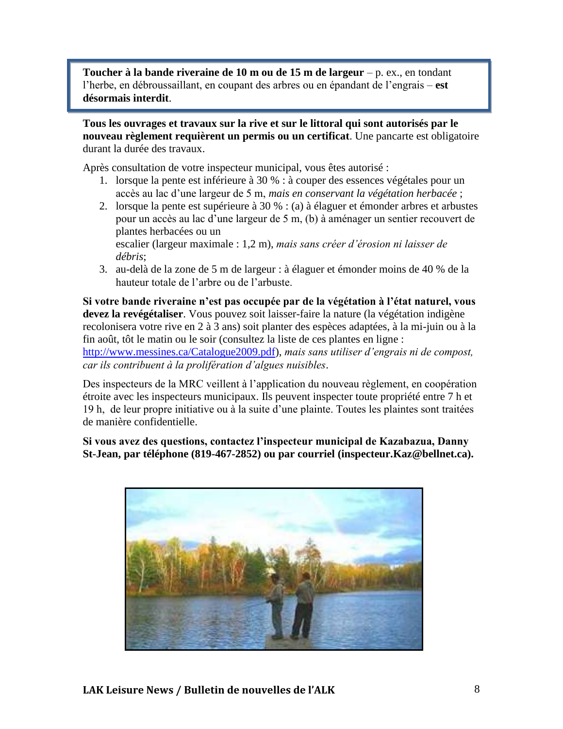**Toucher à la bande riveraine de 10 m ou de 15 m de largeur** – p. ex., en tondant l'herbe, en débroussaillant, en coupant des arbres ou en épandant de l'engrais – **est désormais interdit**.

**Tous les ouvrages et travaux sur la rive et sur le littoral qui sont autorisés par le nouveau règlement requièrent un permis ou un certificat**. Une pancarte est obligatoire durant la durée des travaux.

Après consultation de votre inspecteur municipal, vous êtes autorisé :

1. lorsque la pente est inférieure à 30 % : à couper des essences végétales pour un accès au lac d'une largeur de 5 m, *mais en conservant la végétation herbacée* ;
2. lorsque la pente est supérieure à 30 % : (a) à élaguer et émonder arbres et arbustes pour un accès au lac d'une largeur de 5 m, (b) à aménager un sentier recouvert de plantes herbacées ou un escalier (largeur maximale : 1,2 m), *mais sans créer d'érosion ni laisser de débris*;
3. au-delà de la zone de 5 m de largeur : à élaguer et émonder moins de 40 % de la hauteur totale de l'arbre ou de l'arbuste.

**Si votre bande riveraine n'est pas occupée par de la végétation à l'état naturel, vous devez la revégétaliser**. Vous pouvez soit laisser-faire la nature (la végétation indigène recolonisera votre rive en 2 à 3 ans) soit planter des espèces adaptées, à la mi-juin ou à la fin août, tôt le matin ou le soir (consultez la liste de ces plantes en ligne : http://www.messines.ca/Catalogue2009.pdf), *mais sans utiliser d'engrais ni de compost, car ils contribuent à la prolifération d'algues nuisibles*.

Des inspecteurs de la MRC veillent à l'application du nouveau règlement, en coopération étroite avec les inspecteurs municipaux. Ils peuvent inspecter toute propriété entre 7 h et 19 h, de leur propre initiative ou à la suite d'une plainte. Toutes les plaintes sont traitées de manière confidentielle.

**Si vous avez des questions, contactez l'inspecteur municipal de Kazabazua, Danny St-Jean, par téléphone (819-467-2852) ou par courriel (inspecteur.Kaz@bellnet.ca).**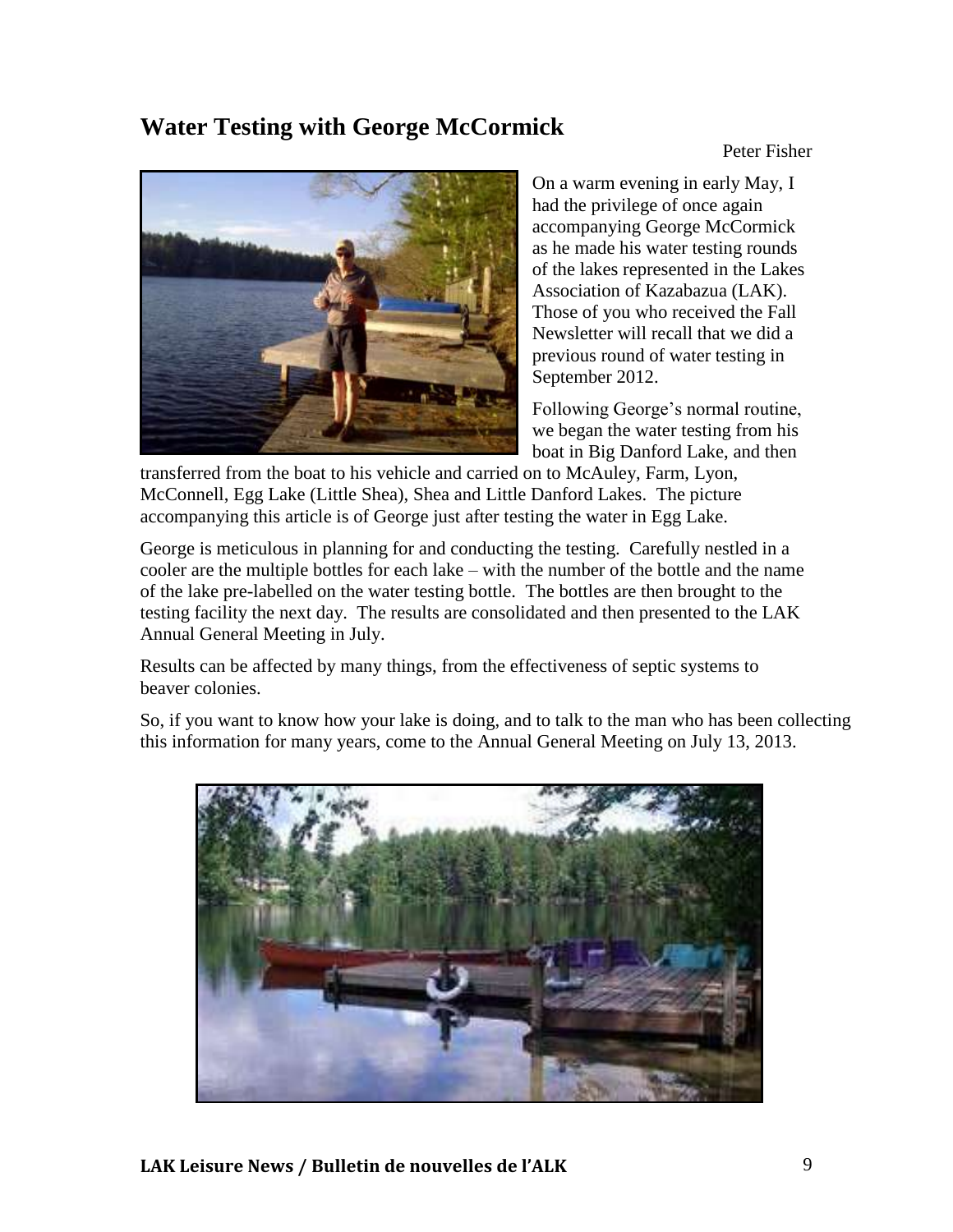## Water Testing with George McCormick

Peter Fisher

On a warm evening in early May, I had the privilege of once again accompanying George McCormick as he made his water testing rounds of the lakes represented in the Lakes Association of Kazabazua (LAK). Those of you who received the Fall Newsletter will recall that we did a previous round of water testing in September 2012.

Following George's normal routine, we began the water testing from his boat in Big Danford Lake, and then transferred from the boat to his vehicle and carried on to McAuley, Farm, Lyon, McConnell, Egg Lake (Little Shea), Shea and Little Danford Lakes. The picture accompanying this article is of George just after testing the water in Egg Lake.

George is meticulous in planning for and conducting the testing. Carefully nestled in a cooler are the multiple bottles for each lake – with the number of the bottle and the name of the lake pre-labelled on the water testing bottle. The bottles are then brought to the testing facility the next day. The results are consolidated and then presented to the LAK Annual General Meeting in July.

Results can be affected by many things, from the effectiveness of septic systems to beaver colonies.

So, if you want to know how your lake is doing, and to talk to the man who has been collecting this information for many years, come to the Annual General Meeting on July 13, 2013.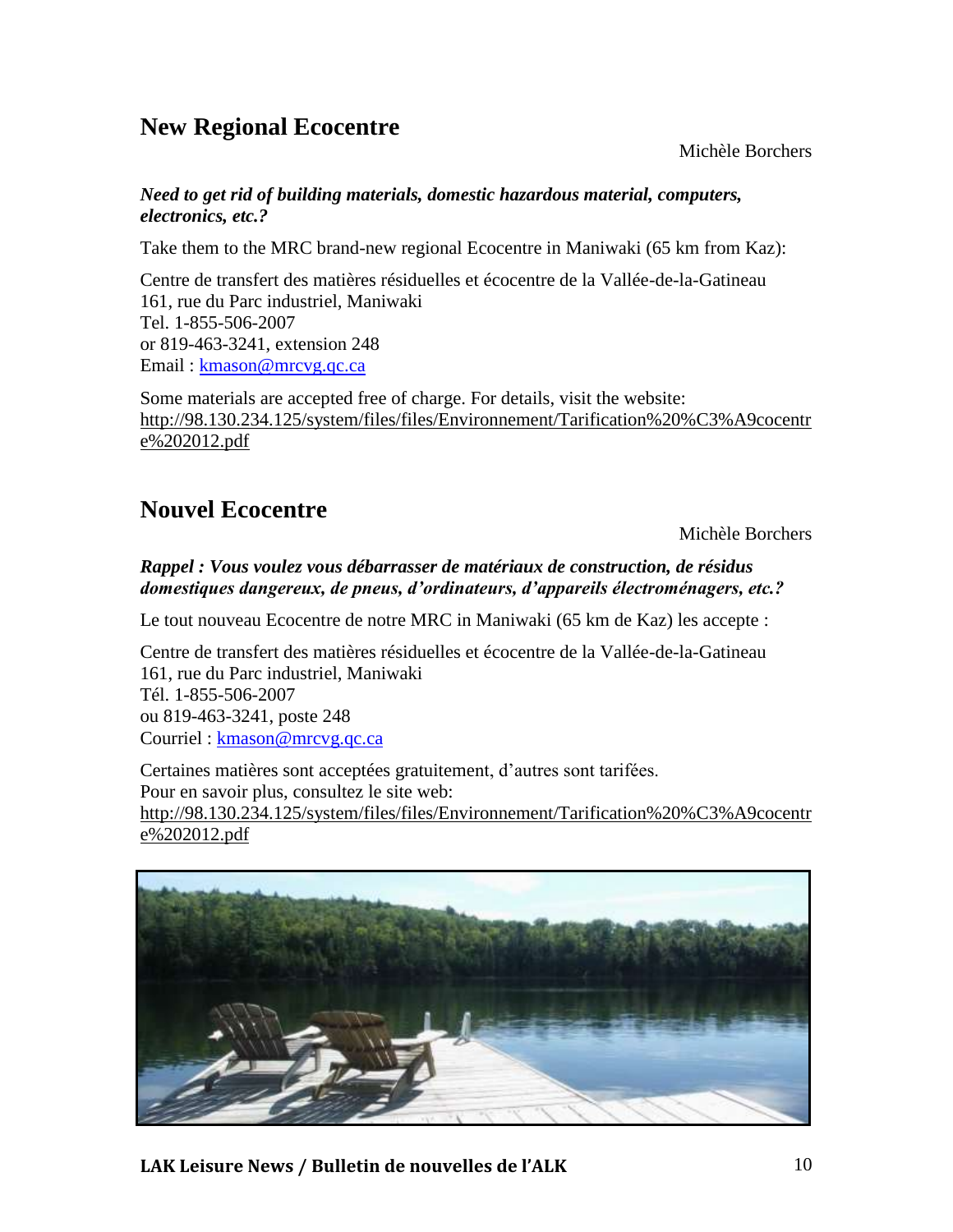## New Regional Ecocentre

Michèle Borchers

***Need to get rid of building materials, domestic hazardous material, computers, electronics, etc.?***

Take them to the MRC brand-new regional Ecocentre in Maniwaki (65 km from Kaz):

Centre de transfert des matières résiduelles et écocentre de la Vallée-de-la-Gatineau
161, rue du Parc industriel, Maniwaki
Tel. 1-855-506-2007
or 819-463-3241, extension 248
Email : kmason@mrcvg.qc.ca

Some materials are accepted free of charge. For details, visit the website:
http://98.130.234.125/system/files/files/Environnement/Tarification%20%C3%A9cocentre%202012.pdf

## Nouvel Ecocentre

Michèle Borchers

***Rappel : Vous voulez vous débarrasser de matériaux de construction, de résidus domestiques dangereux, de pneus, d'ordinateurs, d'appareils électroménagers, etc.?***

Le tout nouveau Ecocentre de notre MRC in Maniwaki (65 km de Kaz) les accepte :

Centre de transfert des matières résiduelles et écocentre de la Vallée-de-la-Gatineau
161, rue du Parc industriel, Maniwaki
Tél. 1-855-506-2007
ou 819-463-3241, poste 248
Courriel : kmason@mrcvg.qc.ca

Certaines matières sont acceptées gratuitement, d'autres sont tarifées.
Pour en savoir plus, consultez le site web:
http://98.130.234.125/system/files/files/Environnement/Tarification%20%C3%A9cocentre%202012.pdf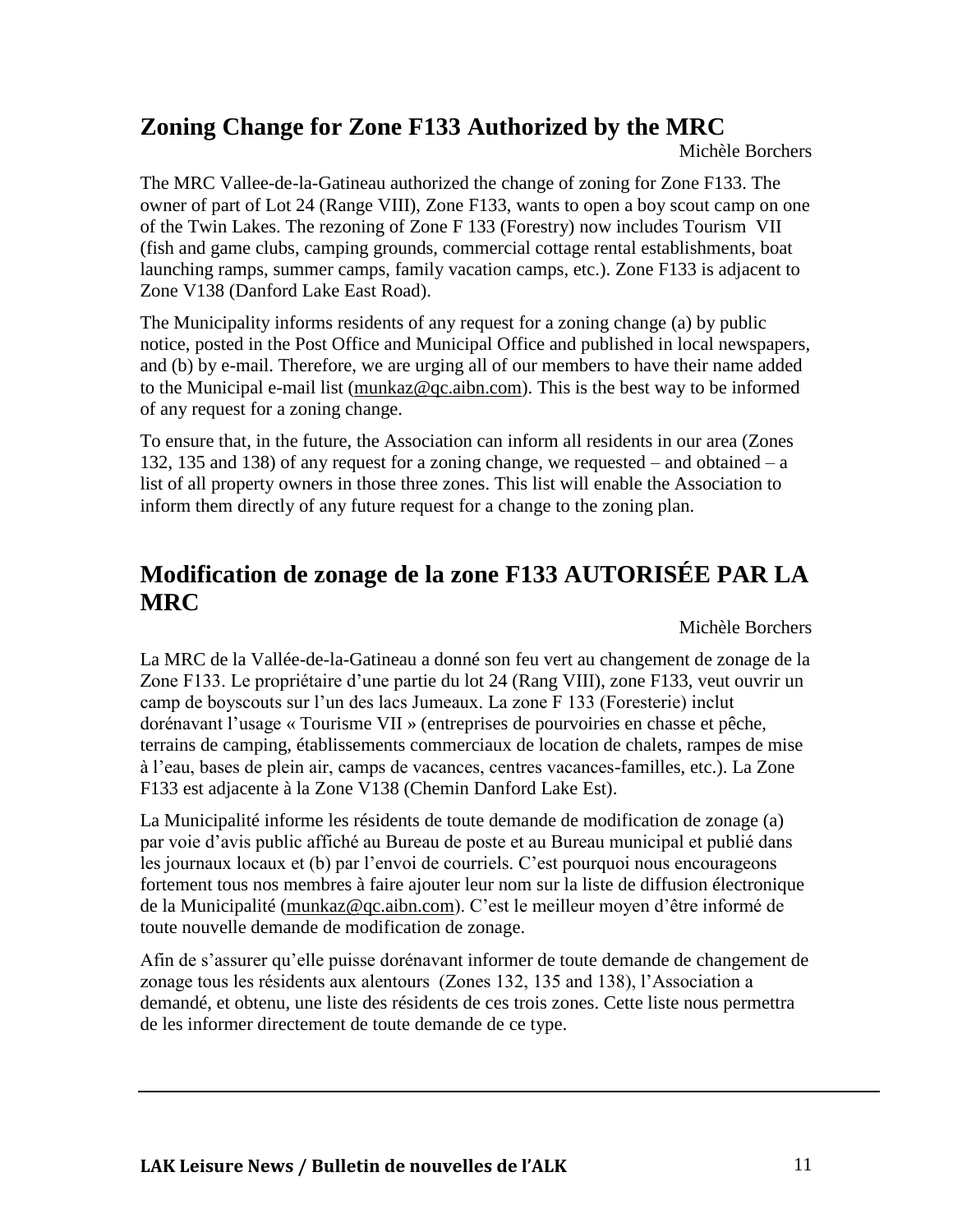## Zoning Change for Zone F133 Authorized by the MRC

Michèle Borchers

The MRC Vallee-de-la-Gatineau authorized the change of zoning for Zone F133. The owner of part of Lot 24 (Range VIII), Zone F133, wants to open a boy scout camp on one of the Twin Lakes. The rezoning of Zone F 133 (Forestry) now includes Tourism VII (fish and game clubs, camping grounds, commercial cottage rental establishments, boat launching ramps, summer camps, family vacation camps, etc.). Zone F133 is adjacent to Zone V138 (Danford Lake East Road).

The Municipality informs residents of any request for a zoning change (a) by public notice, posted in the Post Office and Municipal Office and published in local newspapers, and (b) by e-mail. Therefore, we are urging all of our members to have their name added to the Municipal e-mail list (munkaz@qc.aibn.com). This is the best way to be informed of any request for a zoning change.

To ensure that, in the future, the Association can inform all residents in our area (Zones 132, 135 and 138) of any request for a zoning change, we requested – and obtained – a list of all property owners in those three zones. This list will enable the Association to inform them directly of any future request for a change to the zoning plan.

## Modification de zonage de la zone F133 AUTORISÉE PAR LA MRC

Michèle Borchers

La MRC de la Vallée-de-la-Gatineau a donné son feu vert au changement de zonage de la Zone F133. Le propriétaire d'une partie du lot 24 (Rang VIII), zone F133, veut ouvrir un camp de boyscouts sur l'un des lacs Jumeaux. La zone F 133 (Foresterie) inclut dorénavant l'usage « Tourisme VII » (entreprises de pourvoiries en chasse et pêche, terrains de camping, établissements commerciaux de location de chalets, rampes de mise à l'eau, bases de plein air, camps de vacances, centres vacances-familles, etc.). La Zone F133 est adjacente à la Zone V138 (Chemin Danford Lake Est).

La Municipalité informe les résidents de toute demande de modification de zonage (a) par voie d'avis public affiché au Bureau de poste et au Bureau municipal et publié dans les journaux locaux et (b) par l'envoi de courriels. C'est pourquoi nous encourageons fortement tous nos membres à faire ajouter leur nom sur la liste de diffusion électronique de la Municipalité (munkaz@qc.aibn.com). C'est le meilleur moyen d'être informé de toute nouvelle demande de modification de zonage.

Afin de s'assurer qu'elle puisse dorénavant informer de toute demande de changement de zonage tous les résidents aux alentours (Zones 132, 135 and 138), l'Association a demandé, et obtenu, une liste des résidents de ces trois zones. Cette liste nous permettra de les informer directement de toute demande de ce type.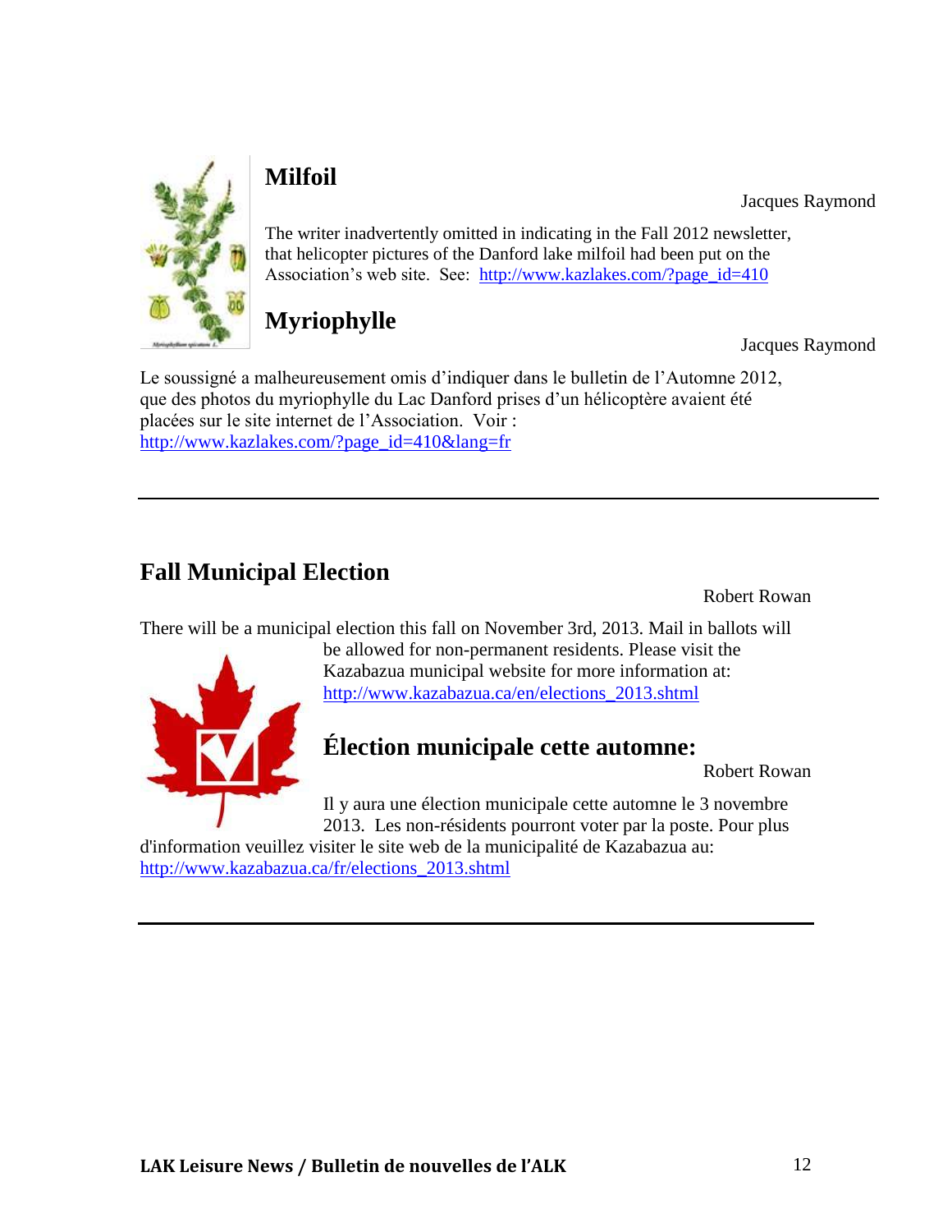## Milfoil

Jacques Raymond

The writer inadvertently omitted in indicating in the Fall 2012 newsletter, that helicopter pictures of the Danford lake milfoil had been put on the Association's web site. See: http://www.kazlakes.com/?page_id=410

## Myriophylle

Jacques Raymond

Le soussigné a malheureusement omis d'indiquer dans le bulletin de l'Automne 2012, que des photos du myriophylle du Lac Danford prises d'un hélicoptère avaient été placées sur le site internet de l'Association. Voir : http://www.kazlakes.com/?page_id=410&lang=fr

---

## Fall Municipal Election

Robert Rowan

There will be a municipal election this fall on November 3rd, 2013. Mail in ballots will be allowed for non-permanent residents. Please visit the Kazabazua municipal website for more information at: http://www.kazabazua.ca/en/elections_2013.shtml

## Élection municipale cette automne:

Robert Rowan

Il y aura une élection municipale cette automne le 3 novembre 2013. Les non-résidents pourront voter par la poste. Pour plus d'information veuillez visiter le site web de la municipalité de Kazabazua au: http://www.kazabazua.ca/fr/elections_2013.shtml

---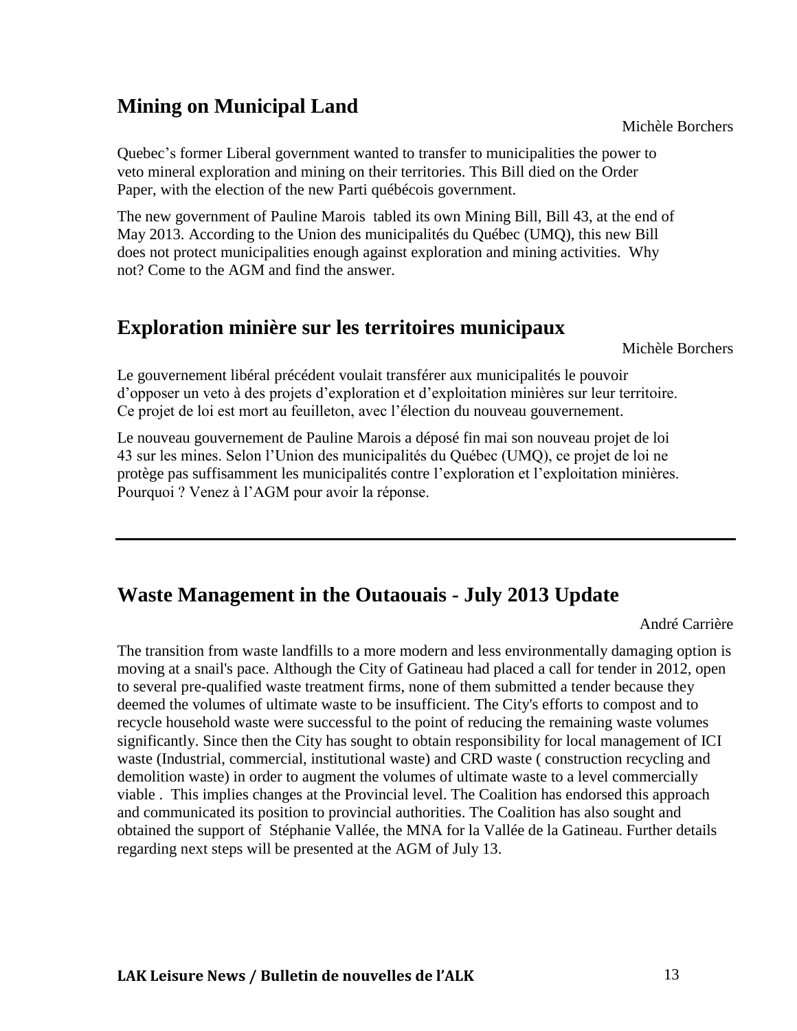## Mining on Municipal Land

Michèle Borchers

Quebec's former Liberal government wanted to transfer to municipalities the power to veto mineral exploration and mining on their territories. This Bill died on the Order Paper, with the election of the new Parti québécois government.

The new government of Pauline Marois tabled its own Mining Bill, Bill 43, at the end of May 2013. According to the Union des municipalités du Québec (UMQ), this new Bill does not protect municipalities enough against exploration and mining activities. Why not? Come to the AGM and find the answer.

## Exploration minière sur les territoires municipaux

Michèle Borchers

Le gouvernement libéral précédent voulait transférer aux municipalités le pouvoir d'opposer un veto à des projets d'exploration et d'exploitation minières sur leur territoire. Ce projet de loi est mort au feuilleton, avec l'élection du nouveau gouvernement.

Le nouveau gouvernement de Pauline Marois a déposé fin mai son nouveau projet de loi 43 sur les mines. Selon l'Union des municipalités du Québec (UMQ), ce projet de loi ne protège pas suffisamment les municipalités contre l'exploration et l'exploitation minières. Pourquoi ? Venez à l'AGM pour avoir la réponse.

---

## Waste Management in the Outaouais - July 2013 Update

André Carrière

The transition from waste landfills to a more modern and less environmentally damaging option is moving at a snail's pace. Although the City of Gatineau had placed a call for tender in 2012, open to several pre-qualified waste treatment firms, none of them submitted a tender because they deemed the volumes of ultimate waste to be insufficient. The City's efforts to compost and to recycle household waste were successful to the point of reducing the remaining waste volumes significantly. Since then the City has sought to obtain responsibility for local management of ICI waste (Industrial, commercial, institutional waste) and CRD waste ( construction recycling and demolition waste) in order to augment the volumes of ultimate waste to a level commercially viable . This implies changes at the Provincial level. The Coalition has endorsed this approach and communicated its position to provincial authorities. The Coalition has also sought and obtained the support of Stéphanie Vallée, the MNA for la Vallée de la Gatineau. Further details regarding next steps will be presented at the AGM of July 13.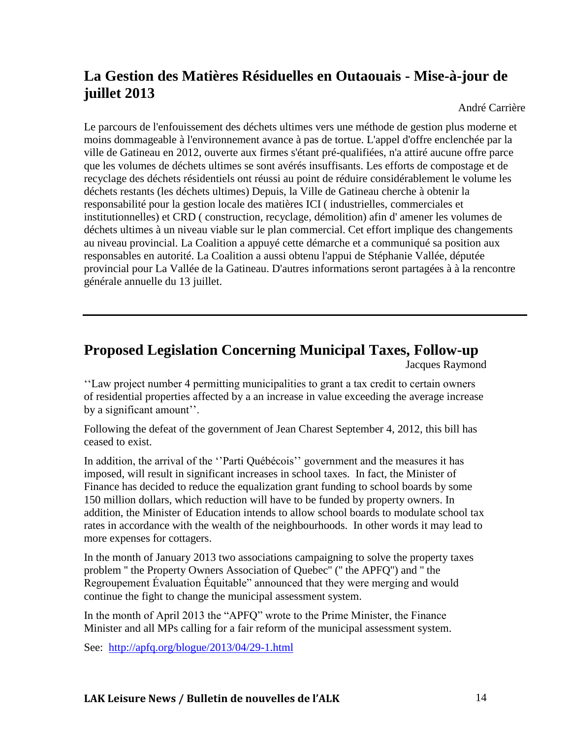## La Gestion des Matières Résiduelles en Outaouais - Mise-à-jour de juillet 2013

André Carrière

Le parcours de l'enfouissement des déchets ultimes vers une méthode de gestion plus moderne et moins dommageable à l'environnement avance à pas de tortue. L'appel d'offre enclenchée par la ville de Gatineau en 2012, ouverte aux firmes s'étant pré-qualifiées, n'a attiré aucune offre parce que les volumes de déchets ultimes se sont avérés insuffisants. Les efforts de compostage et de recyclage des déchets résidentiels ont réussi au point de réduire considérablement le volume les déchets restants (les déchets ultimes) Depuis, la Ville de Gatineau cherche à obtenir la responsabilité pour la gestion locale des matières ICI ( industrielles, commerciales et institutionnelles) et CRD ( construction, recyclage, démolition) afin d' amener les volumes de déchets ultimes à un niveau viable sur le plan commercial. Cet effort implique des changements au niveau provincial. La Coalition a appuyé cette démarche et a communiqué sa position aux responsables en autorité. La Coalition a aussi obtenu l'appui de Stéphanie Vallée, députée provincial pour La Vallée de la Gatineau. D'autres informations seront partagées à à la rencontre générale annuelle du 13 juillet.

---

## Proposed Legislation Concerning Municipal Taxes, Follow-up

Jacques Raymond

‘‘Law project number 4 permitting municipalities to grant a tax credit to certain owners of residential properties affected by a an increase in value exceeding the average increase by a significant amount’’.

Following the defeat of the government of Jean Charest September 4, 2012, this bill has ceased to exist.

In addition, the arrival of the ‘’Parti Québécois’’ government and the measures it has imposed, will result in significant increases in school taxes. In fact, the Minister of Finance has decided to reduce the equalization grant funding to school boards by some 150 million dollars, which reduction will have to be funded by property owners. In addition, the Minister of Education intends to allow school boards to modulate school tax rates in accordance with the wealth of the neighbourhoods. In other words it may lead to more expenses for cottagers.

In the month of January 2013 two associations campaigning to solve the property taxes problem " the Property Owners Association of Quebec" (" the APFQ") and " the Regroupement Évaluation Équitable” announced that they were merging and would continue the fight to change the municipal assessment system.

In the month of April 2013 the “APFQ” wrote to the Prime Minister, the Finance Minister and all MPs calling for a fair reform of the municipal assessment system.

See: http://apfq.org/blogue/2013/04/29-1.html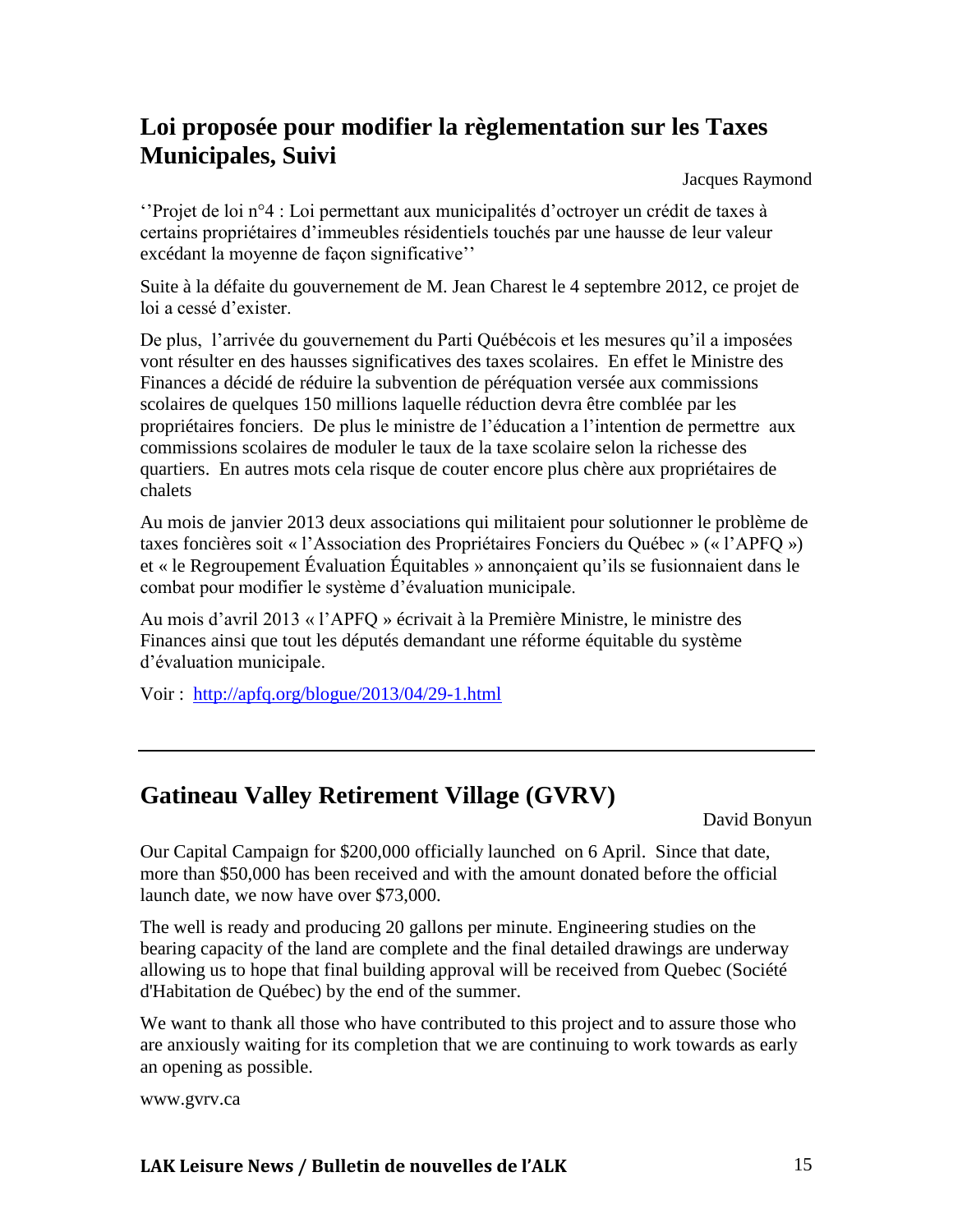## Loi proposée pour modifier la règlementation sur les Taxes Municipales, Suivi

Jacques Raymond

''Projet de loi n°4 : Loi permettant aux municipalités d'octroyer un crédit de taxes à certains propriétaires d'immeubles résidentiels touchés par une hausse de leur valeur excédant la moyenne de façon significative''

Suite à la défaite du gouvernement de M. Jean Charest le 4 septembre 2012, ce projet de loi a cessé d'exister.

De plus, l'arrivée du gouvernement du Parti Québécois et les mesures qu'il a imposées vont résulter en des hausses significatives des taxes scolaires. En effet le Ministre des Finances a décidé de réduire la subvention de péréquation versée aux commissions scolaires de quelques 150 millions laquelle réduction devra être comblée par les propriétaires fonciers. De plus le ministre de l'éducation a l'intention de permettre aux commissions scolaires de moduler le taux de la taxe scolaire selon la richesse des quartiers. En autres mots cela risque de couter encore plus chère aux propriétaires de chalets

Au mois de janvier 2013 deux associations qui militaient pour solutionner le problème de taxes foncières soit « l'Association des Propriétaires Fonciers du Québec » (« l'APFQ ») et « le Regroupement Évaluation Équitables » annonçaient qu'ils se fusionnaient dans le combat pour modifier le système d'évaluation municipale.

Au mois d'avril 2013 « l'APFQ » écrivait à la Première Ministre, le ministre des Finances ainsi que tout les députés demandant une réforme équitable du système d'évaluation municipale.

Voir : http://apfq.org/blogue/2013/04/29-1.html

---

## Gatineau Valley Retirement Village (GVRV)

David Bonyun

Our Capital Campaign for $200,000 officially launched on 6 April. Since that date, more than $50,000 has been received and with the amount donated before the official launch date, we now have over $73,000.

The well is ready and producing 20 gallons per minute. Engineering studies on the bearing capacity of the land are complete and the final detailed drawings are underway allowing us to hope that final building approval will be received from Quebec (Société d'Habitation de Québec) by the end of the summer.

We want to thank all those who have contributed to this project and to assure those who are anxiously waiting for its completion that we are continuing to work towards as early an opening as possible.

www.gvrv.ca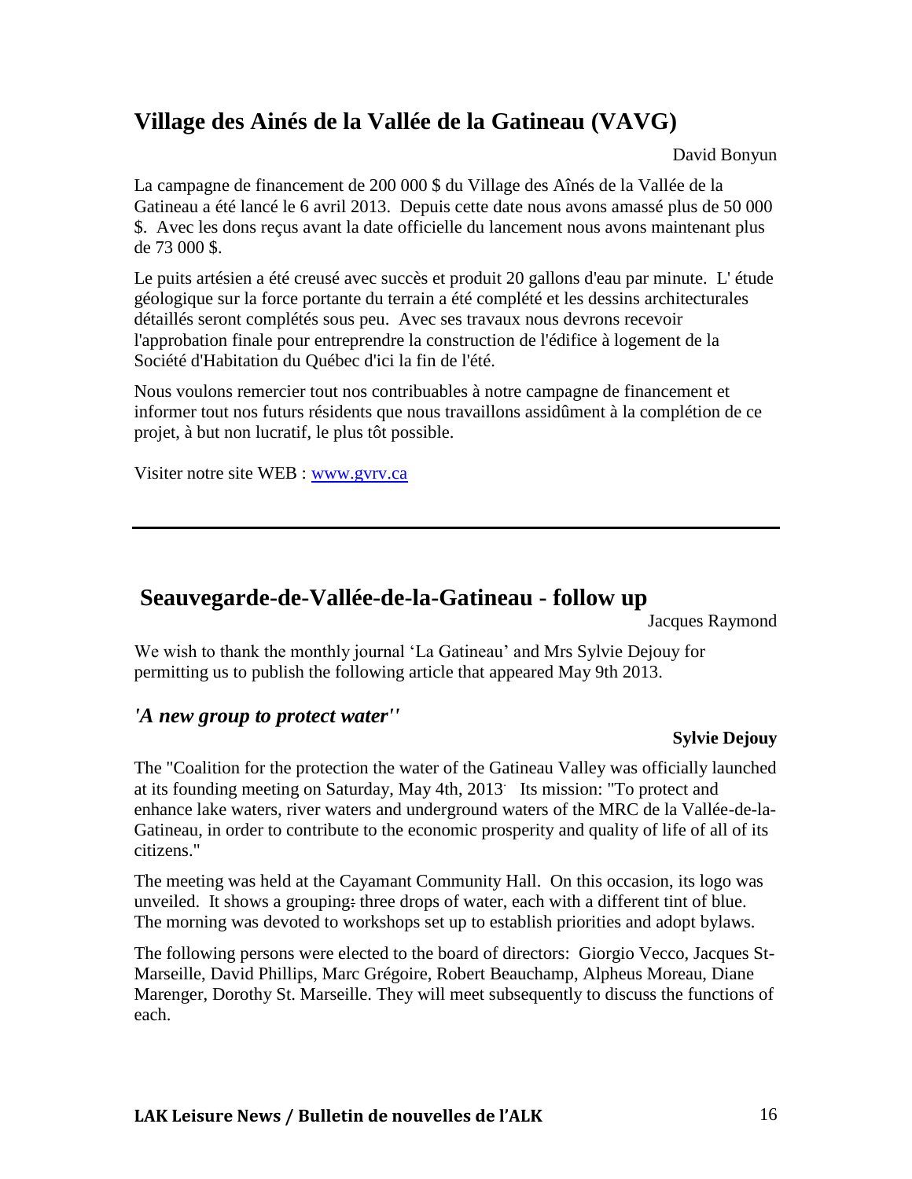## Village des Ainés de la Vallée de la Gatineau (VAVG)

David Bonyun

La campagne de financement de 200 000 $ du Village des Aînés de la Vallée de la Gatineau a été lancé le 6 avril 2013. Depuis cette date nous avons amassé plus de 50 000 $. Avec les dons reçus avant la date officielle du lancement nous avons maintenant plus de 73 000 $.

Le puits artésien a été creusé avec succès et produit 20 gallons d'eau par minute. L' étude géologique sur la force portante du terrain a été complété et les dessins architecturales détaillés seront complétés sous peu. Avec ses travaux nous devrons recevoir l'approbation finale pour entreprendre la construction de l'édifice à logement de la Société d'Habitation du Québec d'ici la fin de l'été.

Nous voulons remercier tout nos contribuables à notre campagne de financement et informer tout nos futurs résidents que nous travaillons assidûment à la complétion de ce projet, à but non lucratif, le plus tôt possible.

Visiter notre site WEB : www.gvrv.ca

---

## Seauvegarde-de-Vallée-de-la-Gatineau - follow up

Jacques Raymond

We wish to thank the monthly journal 'La Gatineau' and Mrs Sylvie Dejouy for permitting us to publish the following article that appeared May 9th 2013.

### *'A new group to protect water''*

**Sylvie Dejouy**

The "Coalition for the protection the water of the Gatineau Valley was officially launched at its founding meeting on Saturday, May 4th, 2013. Its mission: "To protect and enhance lake waters, river waters and underground waters of the MRC de la Vallée-de-la-Gatineau, in order to contribute to the economic prosperity and quality of life of all of its citizens."

The meeting was held at the Cayamant Community Hall. On this occasion, its logo was unveiled. It shows a grouping: three drops of water, each with a different tint of blue. The morning was devoted to workshops set up to establish priorities and adopt bylaws.

The following persons were elected to the board of directors: Giorgio Vecco, Jacques St-Marseille, David Phillips, Marc Grégoire, Robert Beauchamp, Alpheus Moreau, Diane Marenger, Dorothy St. Marseille. They will meet subsequently to discuss the functions of each.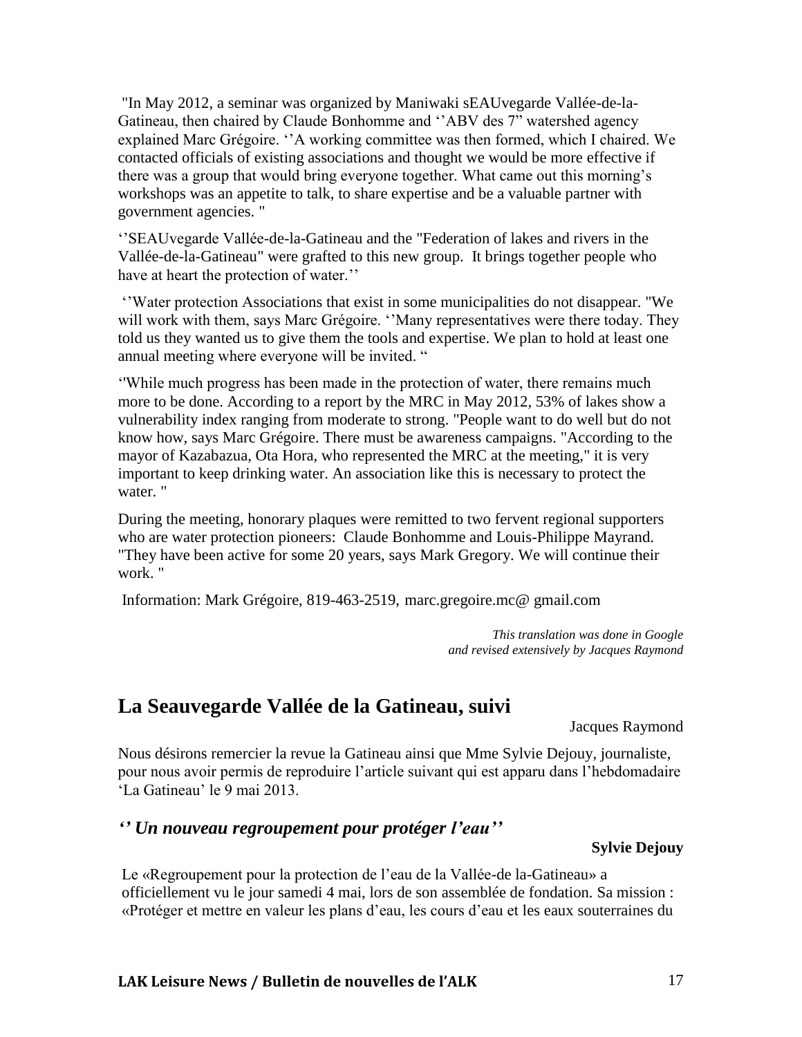"In May 2012, a seminar was organized by Maniwaki sEAUvegarde Vallée-de-la-Gatineau, then chaired by Claude Bonhomme and ''ABV des 7" watershed agency explained Marc Grégoire. ''A working committee was then formed, which I chaired. We contacted officials of existing associations and thought we would be more effective if there was a group that would bring everyone together. What came out this morning's workshops was an appetite to talk, to share expertise and be a valuable partner with government agencies. "

''SEAUvegarde Vallée-de-la-Gatineau and the "Federation of lakes and rivers in the Vallée-de-la-Gatineau" were grafted to this new group. It brings together people who have at heart the protection of water.''

''Water protection Associations that exist in some municipalities do not disappear. "We will work with them, says Marc Grégoire. ''Many representatives were there today. They told us they wanted us to give them the tools and expertise. We plan to hold at least one annual meeting where everyone will be invited. "

''While much progress has been made in the protection of water, there remains much more to be done. According to a report by the MRC in May 2012, 53% of lakes show a vulnerability index ranging from moderate to strong. "People want to do well but do not know how, says Marc Grégoire. There must be awareness campaigns. "According to the mayor of Kazabazua, Ota Hora, who represented the MRC at the meeting," it is very important to keep drinking water. An association like this is necessary to protect the water. "

During the meeting, honorary plaques were remitted to two fervent regional supporters who are water protection pioneers: Claude Bonhomme and Louis-Philippe Mayrand. "They have been active for some 20 years, says Mark Gregory. We will continue their work. "

Information: Mark Grégoire, 819-463-2519, marc.gregoire.mc@ gmail.com

*This translation was done in Google and revised extensively by Jacques Raymond*

## La Seauvegarde Vallée de la Gatineau, suivi

Jacques Raymond

Nous désirons remercier la revue la Gatineau ainsi que Mme Sylvie Dejouy, journaliste, pour nous avoir permis de reproduire l'article suivant qui est apparu dans l'hebdomadaire 'La Gatineau' le 9 mai 2013.

### *'' Un nouveau regroupement pour protéger l'eau''*

**Sylvie Dejouy**

Le «Regroupement pour la protection de l'eau de la Vallée-de la-Gatineau» a officiellement vu le jour samedi 4 mai, lors de son assemblée de fondation. Sa mission : «Protéger et mettre en valeur les plans d'eau, les cours d'eau et les eaux souterraines du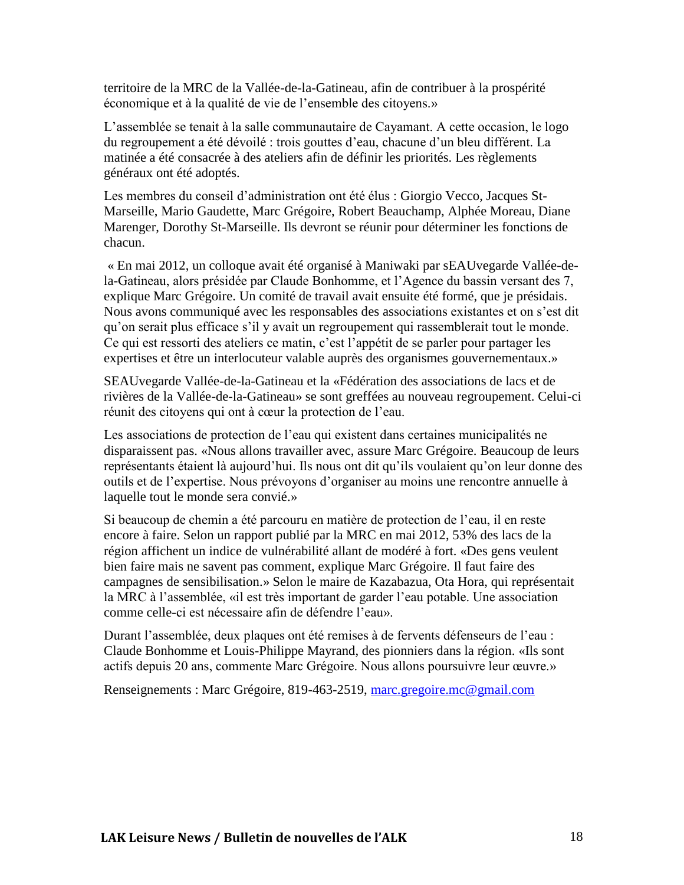territoire de la MRC de la Vallée-de-la-Gatineau, afin de contribuer à la prospérité économique et à la qualité de vie de l'ensemble des citoyens.»

L'assemblée se tenait à la salle communautaire de Cayamant. A cette occasion, le logo du regroupement a été dévoilé : trois gouttes d'eau, chacune d'un bleu différent. La matinée a été consacrée à des ateliers afin de définir les priorités. Les règlements généraux ont été adoptés.

Les membres du conseil d'administration ont été élus : Giorgio Vecco, Jacques St-Marseille, Mario Gaudette, Marc Grégoire, Robert Beauchamp, Alphée Moreau, Diane Marenger, Dorothy St-Marseille. Ils devront se réunir pour déterminer les fonctions de chacun.

« En mai 2012, un colloque avait été organisé à Maniwaki par sEAUvegarde Vallée-de-la-Gatineau, alors présidée par Claude Bonhomme, et l'Agence du bassin versant des 7, explique Marc Grégoire. Un comité de travail avait ensuite été formé, que je présidais. Nous avons communiqué avec les responsables des associations existantes et on s'est dit qu'on serait plus efficace s'il y avait un regroupement qui rassemblerait tout le monde. Ce qui est ressorti des ateliers ce matin, c'est l'appétit de se parler pour partager les expertises et être un interlocuteur valable auprès des organismes gouvernementaux.»

SEAUvegarde Vallée-de-la-Gatineau et la «Fédération des associations de lacs et de rivières de la Vallée-de-la-Gatineau» se sont greffées au nouveau regroupement. Celui-ci réunit des citoyens qui ont à cœur la protection de l'eau.

Les associations de protection de l'eau qui existent dans certaines municipalités ne disparaissent pas. «Nous allons travailler avec, assure Marc Grégoire. Beaucoup de leurs représentants étaient là aujourd'hui. Ils nous ont dit qu'ils voulaient qu'on leur donne des outils et de l'expertise. Nous prévoyons d'organiser au moins une rencontre annuelle à laquelle tout le monde sera convié.»

Si beaucoup de chemin a été parcouru en matière de protection de l'eau, il en reste encore à faire. Selon un rapport publié par la MRC en mai 2012, 53% des lacs de la région affichent un indice de vulnérabilité allant de modéré à fort. «Des gens veulent bien faire mais ne savent pas comment, explique Marc Grégoire. Il faut faire des campagnes de sensibilisation.» Selon le maire de Kazabazua, Ota Hora, qui représentait la MRC à l'assemblée, «il est très important de garder l'eau potable. Une association comme celle-ci est nécessaire afin de défendre l'eau».

Durant l'assemblée, deux plaques ont été remises à de fervents défenseurs de l'eau : Claude Bonhomme et Louis-Philippe Mayrand, des pionniers dans la région. «Ils sont actifs depuis 20 ans, commente Marc Grégoire. Nous allons poursuivre leur œuvre.»

Renseignements : Marc Grégoire, 819-463-2519, marc.gregoire.mc@gmail.com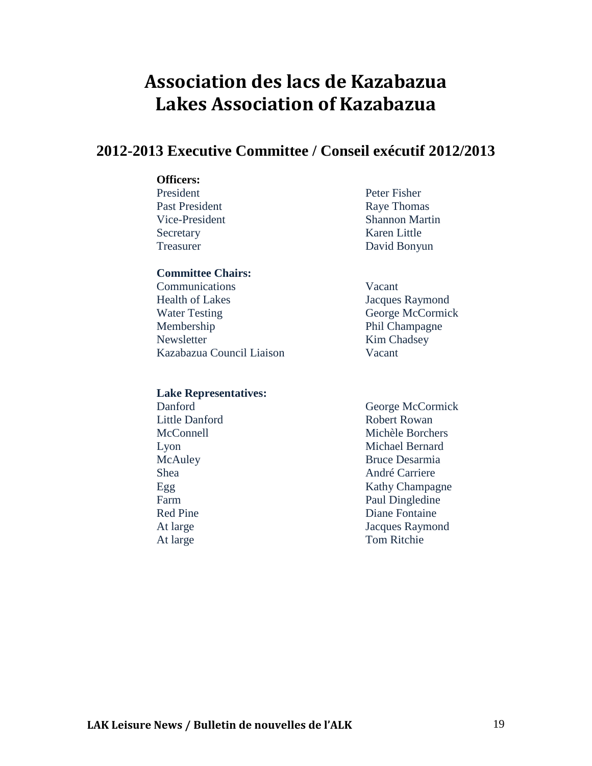# Association des lacs de Kazabazua
# Lakes Association of Kazabazua

## 2012-2013 Executive Committee / Conseil exécutif 2012/2013

**Officers:**

| | |
|---|---|
| President | Peter Fisher |
| Past President | Raye Thomas |
| Vice-President | Shannon Martin |
| Secretary | Karen Little |
| Treasurer | David Bonyun |

**Committee Chairs:**

| | |
|---|---|
| Communications | Vacant |
| Health of Lakes | Jacques Raymond |
| Water Testing | George McCormick |
| Membership | Phil Champagne |
| Newsletter | Kim Chadsey |
| Kazabazua Council Liaison | Vacant |

**Lake Representatives:**

| | |
|---|---|
| Danford | George McCormick |
| Little Danford | Robert Rowan |
| McConnell | Michèle Borchers |
| Lyon | Michael Bernard |
| McAuley | Bruce Desarmia |
| Shea | André Carriere |
| Egg | Kathy Champagne |
| Farm | Paul Dingledine |
| Red Pine | Diane Fontaine |
| At large | Jacques Raymond |
| At large | Tom Ritchie |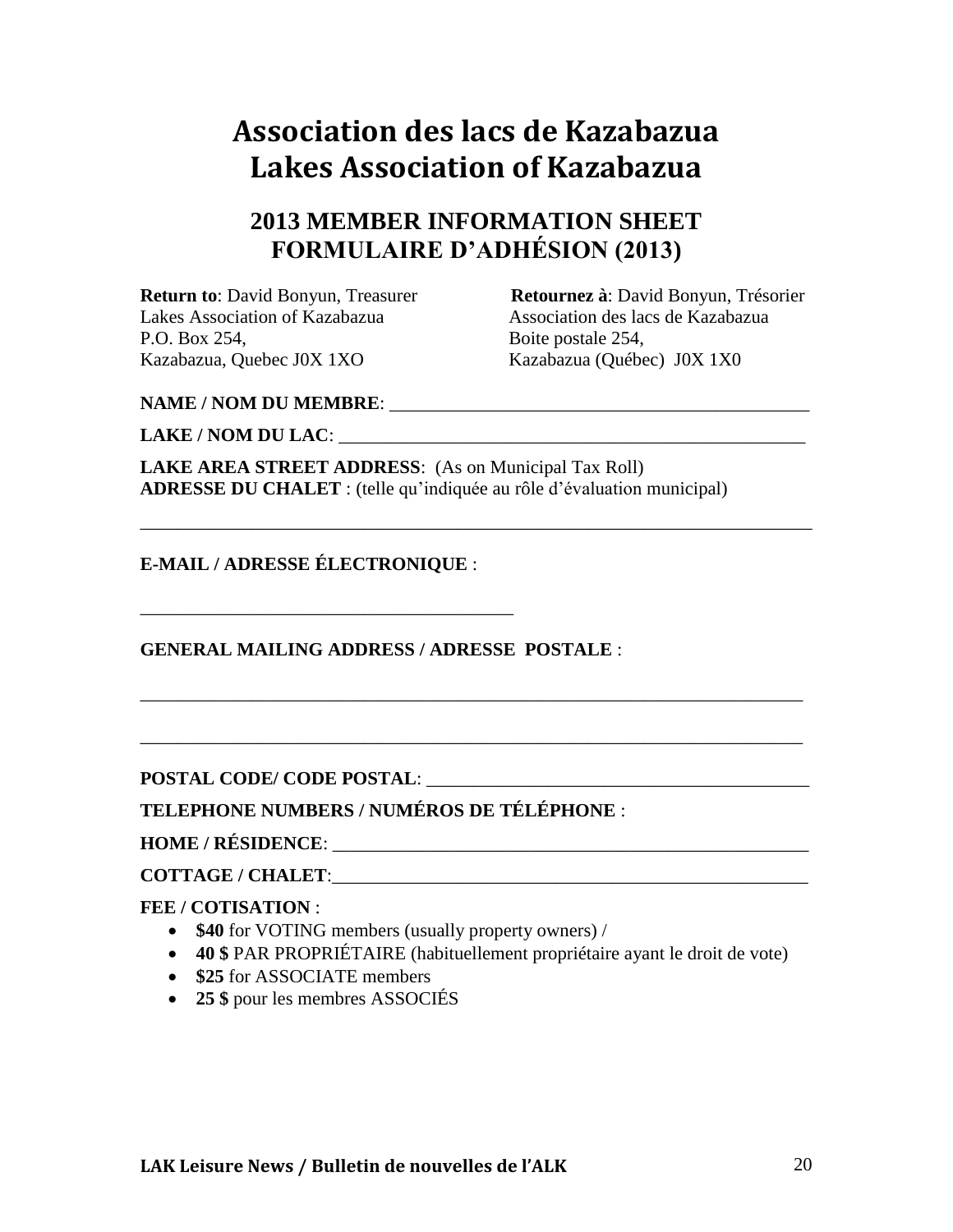# Association des lacs de Kazabazua
# Lakes Association of Kazabazua

## 2013 MEMBER INFORMATION SHEET
## FORMULAIRE D'ADHÉSION (2013)

**Return to**: David Bonyun, Treasurer
Lakes Association of Kazabazua
P.O. Box 254,
Kazabazua, Quebec J0X 1XO

**Retournez à**: David Bonyun, Trésorier
Association des lacs de Kazabazua
Boite postale 254,
Kazabazua (Québec) J0X 1X0

**NAME / NOM DU MEMBRE**: ______________________________________________

**LAKE / NOM DU LAC**: ___________________________________________________

**LAKE AREA STREET ADDRESS**: (As on Municipal Tax Roll)
**ADRESSE DU CHALET** : (telle qu'indiquée au rôle d'évaluation municipal)

__________________________________________________________________________

**E-MAIL / ADRESSE ÉLECTRONIQUE** :

_________________________________________

**GENERAL MAILING ADDRESS / ADRESSE POSTALE** :

__________________________________________________________________________

__________________________________________________________________________

**POSTAL CODE/ CODE POSTAL**: __________________________________________

**TELEPHONE NUMBERS / NUMÉROS DE TÉLÉPHONE** :

**HOME / RÉSIDENCE**: _____________________________________________________

**COTTAGE / CHALET**:_____________________________________________________

**FEE / COTISATION** :

- **$40** for VOTING members (usually property owners) /
- **40 $** PAR PROPRIÉTAIRE (habituellement propriétaire ayant le droit de vote)
- **$25** for ASSOCIATE members
- **25 $** pour les membres ASSOCIÉS